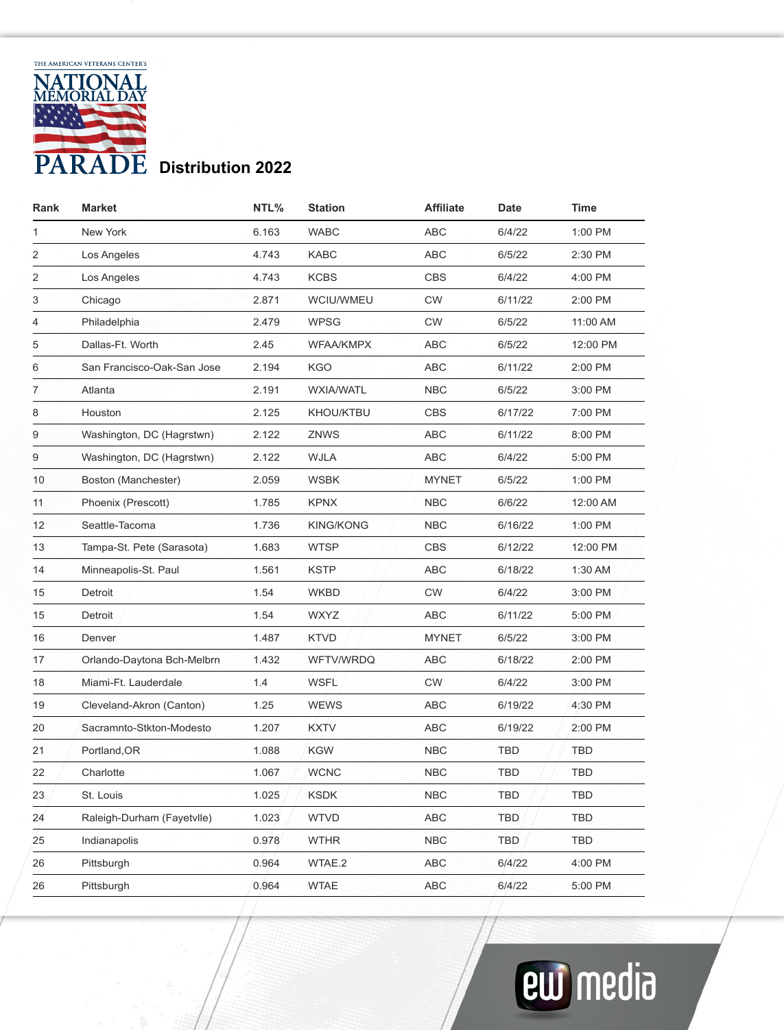THE AMERICAN VETERANS CENTER'S

# NATIONAL MEMORIAL DAY PARADE

## Distribution 2022

| Rank | Market | NTL% | Station | Affiliate | Date | Time |
|---|---|---|---|---|---|---|
| 1 | New York | 6.163 | WABC | ABC | 6/4/22 | 1:00 PM |
| 2 | Los Angeles | 4.743 | KABC | ABC | 6/5/22 | 2:30 PM |
| 2 | Los Angeles | 4.743 | KCBS | CBS | 6/4/22 | 4:00 PM |
| 3 | Chicago | 2.871 | WCIU/WMEU | CW | 6/11/22 | 2:00 PM |
| 4 | Philadelphia | 2.479 | WPSG | CW | 6/5/22 | 11:00 AM |
| 5 | Dallas-Ft. Worth | 2.45 | WFAA/KMPX | ABC | 6/5/22 | 12:00 PM |
| 6 | San Francisco-Oak-San Jose | 2.194 | KGO | ABC | 6/11/22 | 2:00 PM |
| 7 | Atlanta | 2.191 | WXIA/WATL | NBC | 6/5/22 | 3:00 PM |
| 8 | Houston | 2.125 | KHOU/KTBU | CBS | 6/17/22 | 7:00 PM |
| 9 | Washington, DC (Hagrstwn) | 2.122 | ZNWS | ABC | 6/11/22 | 8:00 PM |
| 9 | Washington, DC (Hagrstwn) | 2.122 | WJLA | ABC | 6/4/22 | 5:00 PM |
| 10 | Boston (Manchester) | 2.059 | WSBK | MYNET | 6/5/22 | 1:00 PM |
| 11 | Phoenix (Prescott) | 1.785 | KPNX | NBC | 6/6/22 | 12:00 AM |
| 12 | Seattle-Tacoma | 1.736 | KING/KONG | NBC | 6/16/22 | 1:00 PM |
| 13 | Tampa-St. Pete (Sarasota) | 1.683 | WTSP | CBS | 6/12/22 | 12:00 PM |
| 14 | Minneapolis-St. Paul | 1.561 | KSTP | ABC | 6/18/22 | 1:30 AM |
| 15 | Detroit | 1.54 | WKBD | CW | 6/4/22 | 3:00 PM |
| 15 | Detroit | 1.54 | WXYZ | ABC | 6/11/22 | 5:00 PM |
| 16 | Denver | 1.487 | KTVD | MYNET | 6/5/22 | 3:00 PM |
| 17 | Orlando-Daytona Bch-Melbrn | 1.432 | WFTV/WRDQ | ABC | 6/18/22 | 2:00 PM |
| 18 | Miami-Ft. Lauderdale | 1.4 | WSFL | CW | 6/4/22 | 3:00 PM |
| 19 | Cleveland-Akron (Canton) | 1.25 | WEWS | ABC | 6/19/22 | 4:30 PM |
| 20 | Sacramnto-Stkton-Modesto | 1.207 | KXTV | ABC | 6/19/22 | 2:00 PM |
| 21 | Portland,OR | 1.088 | KGW | NBC | TBD | TBD |
| 22 | Charlotte | 1.067 | WCNC | NBC | TBD | TBD |
| 23 | St. Louis | 1.025 | KSDK | NBC | TBD | TBD |
| 24 | Raleigh-Durham (Fayetvlle) | 1.023 | WTVD | ABC | TBD | TBD |
| 25 | Indianapolis | 0.978 | WTHR | NBC | TBD | TBD |
| 26 | Pittsburgh | 0.964 | WTAE.2 | ABC | 6/4/22 | 4:00 PM |
| 26 | Pittsburgh | 0.964 | WTAE | ABC | 6/4/22 | 5:00 PM |

ew media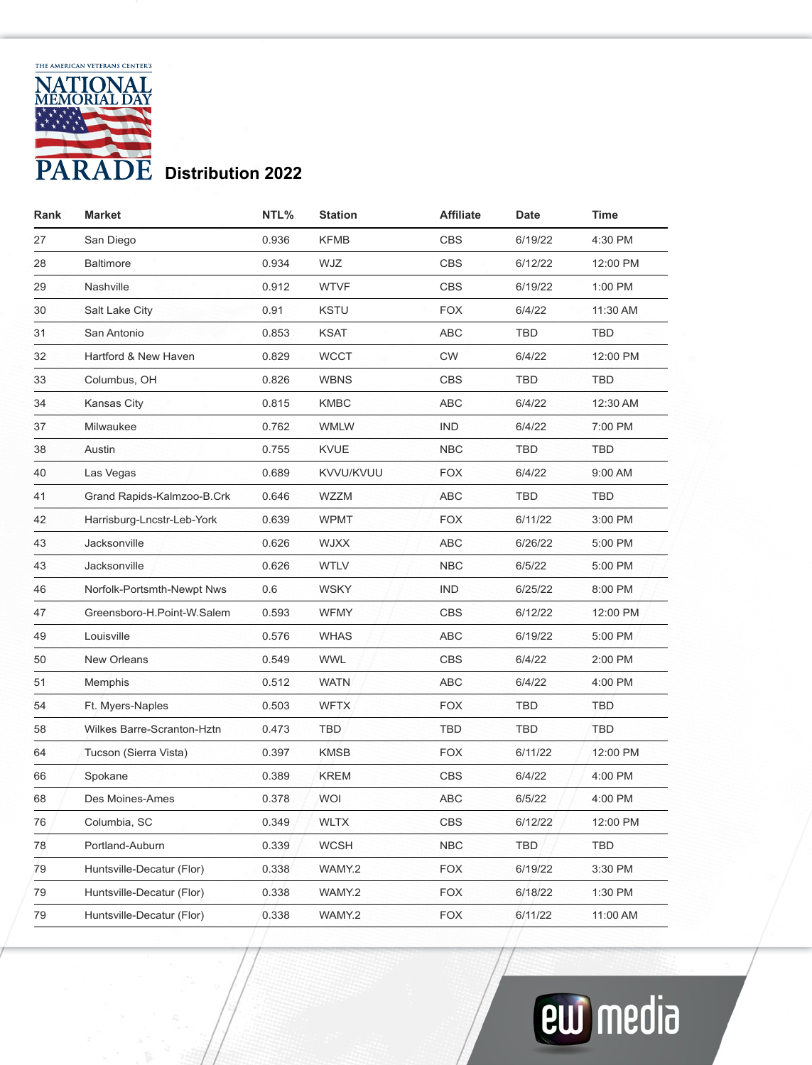THE AMERICAN VETERANS CENTER'S NATIONAL MEMORIAL DAY PARADE

# Distribution 2022

| Rank | Market | NTL% | Station | Affiliate | Date | Time |
|---|---|---|---|---|---|---|
| 27 | San Diego | 0.936 | KFMB | CBS | 6/19/22 | 4:30 PM |
| 28 | Baltimore | 0.934 | WJZ | CBS | 6/12/22 | 12:00 PM |
| 29 | Nashville | 0.912 | WTVF | CBS | 6/19/22 | 1:00 PM |
| 30 | Salt Lake City | 0.91 | KSTU | FOX | 6/4/22 | 11:30 AM |
| 31 | San Antonio | 0.853 | KSAT | ABC | TBD | TBD |
| 32 | Hartford & New Haven | 0.829 | WCCT | CW | 6/4/22 | 12:00 PM |
| 33 | Columbus, OH | 0.826 | WBNS | CBS | TBD | TBD |
| 34 | Kansas City | 0.815 | KMBC | ABC | 6/4/22 | 12:30 AM |
| 37 | Milwaukee | 0.762 | WMLW | IND | 6/4/22 | 7:00 PM |
| 38 | Austin | 0.755 | KVUE | NBC | TBD | TBD |
| 40 | Las Vegas | 0.689 | KVVU/KVUU | FOX | 6/4/22 | 9:00 AM |
| 41 | Grand Rapids-Kalmzoo-B.Crk | 0.646 | WZZM | ABC | TBD | TBD |
| 42 | Harrisburg-Lncstr-Leb-York | 0.639 | WPMT | FOX | 6/11/22 | 3:00 PM |
| 43 | Jacksonville | 0.626 | WJXX | ABC | 6/26/22 | 5:00 PM |
| 43 | Jacksonville | 0.626 | WTLV | NBC | 6/5/22 | 5:00 PM |
| 46 | Norfolk-Portsmth-Newpt Nws | 0.6 | WSKY | IND | 6/25/22 | 8:00 PM |
| 47 | Greensboro-H.Point-W.Salem | 0.593 | WFMY | CBS | 6/12/22 | 12:00 PM |
| 49 | Louisville | 0.576 | WHAS | ABC | 6/19/22 | 5:00 PM |
| 50 | New Orleans | 0.549 | WWL | CBS | 6/4/22 | 2:00 PM |
| 51 | Memphis | 0.512 | WATN | ABC | 6/4/22 | 4:00 PM |
| 54 | Ft. Myers-Naples | 0.503 | WFTX | FOX | TBD | TBD |
| 58 | Wilkes Barre-Scranton-Hztn | 0.473 | TBD | TBD | TBD | TBD |
| 64 | Tucson (Sierra Vista) | 0.397 | KMSB | FOX | 6/11/22 | 12:00 PM |
| 66 | Spokane | 0.389 | KREM | CBS | 6/4/22 | 4:00 PM |
| 68 | Des Moines-Ames | 0.378 | WOI | ABC | 6/5/22 | 4:00 PM |
| 76 | Columbia, SC | 0.349 | WLTX | CBS | 6/12/22 | 12:00 PM |
| 78 | Portland-Auburn | 0.339 | WCSH | NBC | TBD | TBD |
| 79 | Huntsville-Decatur (Flor) | 0.338 | WAMY.2 | FOX | 6/19/22 | 3:30 PM |
| 79 | Huntsville-Decatur (Flor) | 0.338 | WAMY.2 | FOX | 6/18/22 | 1:30 PM |
| 79 | Huntsville-Decatur (Flor) | 0.338 | WAMY.2 | FOX | 6/11/22 | 11:00 AM |

ew media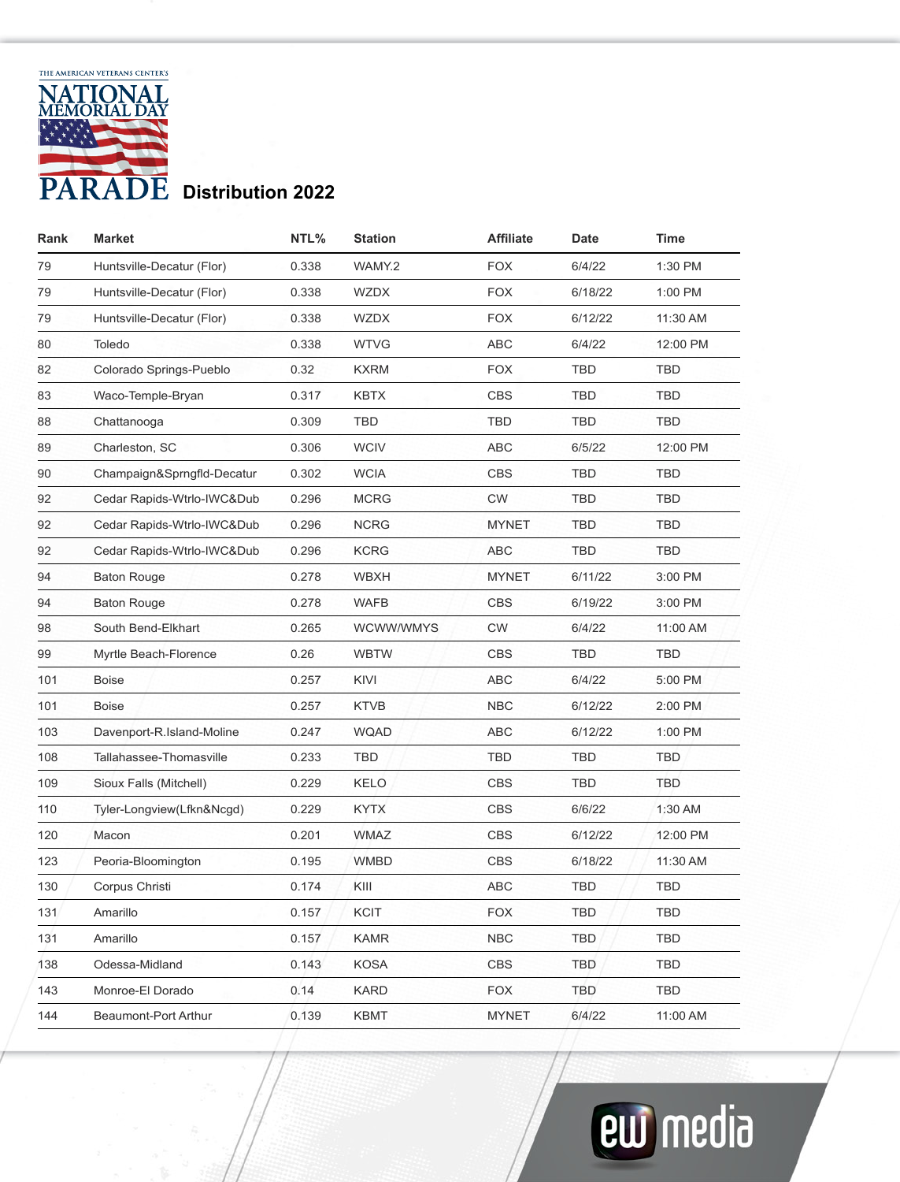THE AMERICAN VETERANS CENTER'S NATIONAL MEMORIAL DAY PARADE

# Distribution 2022

| Rank | Market | NTL% | Station | Affiliate | Date | Time |
|---|---|---|---|---|---|---|
| 79 | Huntsville-Decatur (Flor) | 0.338 | WAMY.2 | FOX | 6/4/22 | 1:30 PM |
| 79 | Huntsville-Decatur (Flor) | 0.338 | WZDX | FOX | 6/18/22 | 1:00 PM |
| 79 | Huntsville-Decatur (Flor) | 0.338 | WZDX | FOX | 6/12/22 | 11:30 AM |
| 80 | Toledo | 0.338 | WTVG | ABC | 6/4/22 | 12:00 PM |
| 82 | Colorado Springs-Pueblo | 0.32 | KXRM | FOX | TBD | TBD |
| 83 | Waco-Temple-Bryan | 0.317 | KBTX | CBS | TBD | TBD |
| 88 | Chattanooga | 0.309 | TBD | TBD | TBD | TBD |
| 89 | Charleston, SC | 0.306 | WCIV | ABC | 6/5/22 | 12:00 PM |
| 90 | Champaign&Sprngfld-Decatur | 0.302 | WCIA | CBS | TBD | TBD |
| 92 | Cedar Rapids-Wtrlo-IWC&Dub | 0.296 | MCRG | CW | TBD | TBD |
| 92 | Cedar Rapids-Wtrlo-IWC&Dub | 0.296 | NCRG | MYNET | TBD | TBD |
| 92 | Cedar Rapids-Wtrlo-IWC&Dub | 0.296 | KCRG | ABC | TBD | TBD |
| 94 | Baton Rouge | 0.278 | WBXH | MYNET | 6/11/22 | 3:00 PM |
| 94 | Baton Rouge | 0.278 | WAFB | CBS | 6/19/22 | 3:00 PM |
| 98 | South Bend-Elkhart | 0.265 | WCWW/WMYS | CW | 6/4/22 | 11:00 AM |
| 99 | Myrtle Beach-Florence | 0.26 | WBTW | CBS | TBD | TBD |
| 101 | Boise | 0.257 | KIVI | ABC | 6/4/22 | 5:00 PM |
| 101 | Boise | 0.257 | KTVB | NBC | 6/12/22 | 2:00 PM |
| 103 | Davenport-R.Island-Moline | 0.247 | WQAD | ABC | 6/12/22 | 1:00 PM |
| 108 | Tallahassee-Thomasville | 0.233 | TBD | TBD | TBD | TBD |
| 109 | Sioux Falls (Mitchell) | 0.229 | KELO | CBS | TBD | TBD |
| 110 | Tyler-Longview(Lfkn&Ncgd) | 0.229 | KYTX | CBS | 6/6/22 | 1:30 AM |
| 120 | Macon | 0.201 | WMAZ | CBS | 6/12/22 | 12:00 PM |
| 123 | Peoria-Bloomington | 0.195 | WMBD | CBS | 6/18/22 | 11:30 AM |
| 130 | Corpus Christi | 0.174 | KIII | ABC | TBD | TBD |
| 131 | Amarillo | 0.157 | KCIT | FOX | TBD | TBD |
| 131 | Amarillo | 0.157 | KAMR | NBC | TBD | TBD |
| 138 | Odessa-Midland | 0.143 | KOSA | CBS | TBD | TBD |
| 143 | Monroe-El Dorado | 0.14 | KARD | FOX | TBD | TBD |
| 144 | Beaumont-Port Arthur | 0.139 | KBMT | MYNET | 6/4/22 | 11:00 AM |

ew media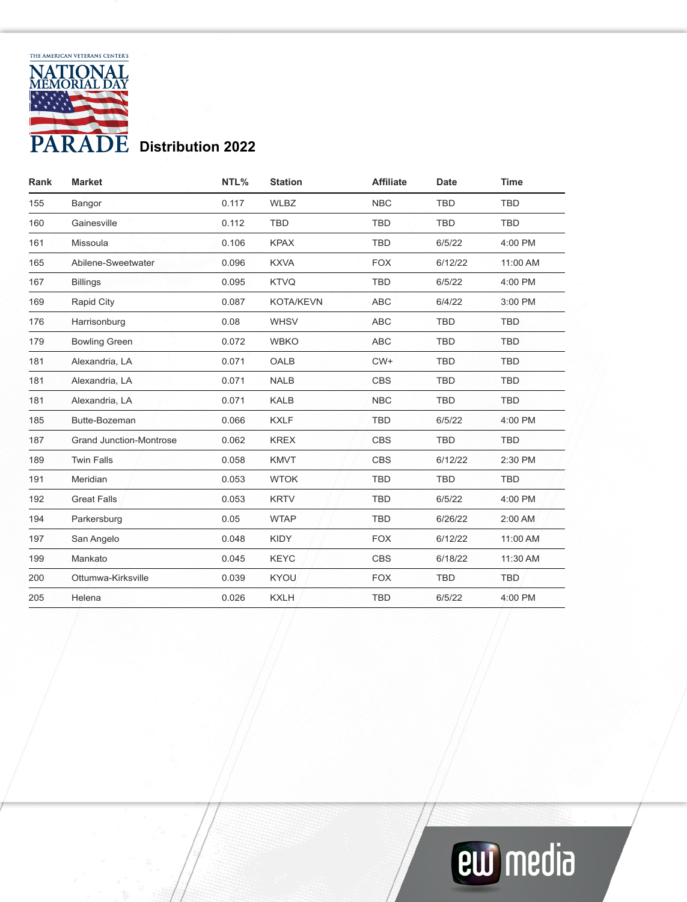THE AMERICAN VETERANS CENTER'S NATIONAL MEMORIAL DAY PARADE

## Distribution 2022

| Rank | Market | NTL% | Station | Affiliate | Date | Time |
|---|---|---|---|---|---|---|
| 155 | Bangor | 0.117 | WLBZ | NBC | TBD | TBD |
| 160 | Gainesville | 0.112 | TBD | TBD | TBD | TBD |
| 161 | Missoula | 0.106 | KPAX | TBD | 6/5/22 | 4:00 PM |
| 165 | Abilene-Sweetwater | 0.096 | KXVA | FOX | 6/12/22 | 11:00 AM |
| 167 | Billings | 0.095 | KTVQ | TBD | 6/5/22 | 4:00 PM |
| 169 | Rapid City | 0.087 | KOTA/KEVN | ABC | 6/4/22 | 3:00 PM |
| 176 | Harrisonburg | 0.08 | WHSV | ABC | TBD | TBD |
| 179 | Bowling Green | 0.072 | WBKO | ABC | TBD | TBD |
| 181 | Alexandria, LA | 0.071 | OALB | CW+ | TBD | TBD |
| 181 | Alexandria, LA | 0.071 | NALB | CBS | TBD | TBD |
| 181 | Alexandria, LA | 0.071 | KALB | NBC | TBD | TBD |
| 185 | Butte-Bozeman | 0.066 | KXLF | TBD | 6/5/22 | 4:00 PM |
| 187 | Grand Junction-Montrose | 0.062 | KREX | CBS | TBD | TBD |
| 189 | Twin Falls | 0.058 | KMVT | CBS | 6/12/22 | 2:30 PM |
| 191 | Meridian | 0.053 | WTOK | TBD | TBD | TBD |
| 192 | Great Falls | 0.053 | KRTV | TBD | 6/5/22 | 4:00 PM |
| 194 | Parkersburg | 0.05 | WTAP | TBD | 6/26/22 | 2:00 AM |
| 197 | San Angelo | 0.048 | KIDY | FOX | 6/12/22 | 11:00 AM |
| 199 | Mankato | 0.045 | KEYC | CBS | 6/18/22 | 11:30 AM |
| 200 | Ottumwa-Kirksville | 0.039 | KYOU | FOX | TBD | TBD |
| 205 | Helena | 0.026 | KXLH | TBD | 6/5/22 | 4:00 PM |

ew media